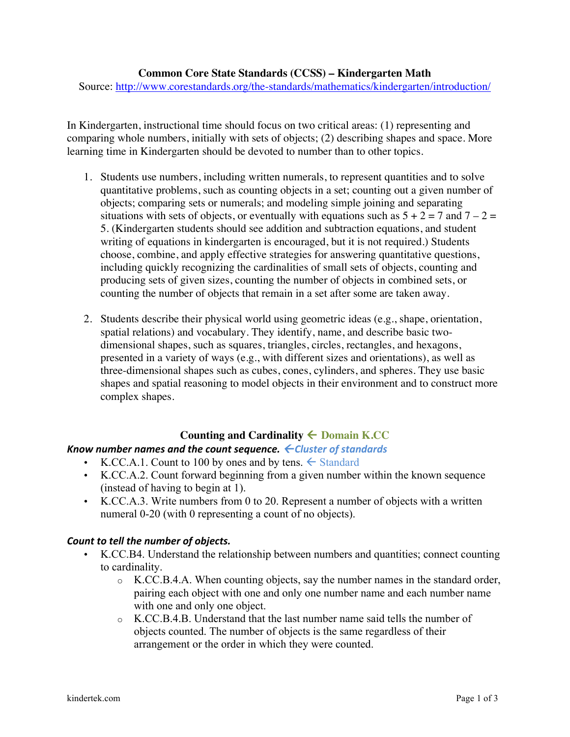# Common Core State Standards (CCSS) – Kindergarten Math

Source: http://www.corestandards.org/the-standards/mathematics/kindergarten/introduction/

In Kindergarten, instructional time should focus on two critical areas: (1) representing and comparing whole numbers, initially with sets of objects; (2) describing shapes and space. More learning time in Kindergarten should be devoted to number than to other topics.

1. Students use numbers, including written numerals, to represent quantities and to solve quantitative problems, such as counting objects in a set; counting out a given number of objects; comparing sets or numerals; and modeling simple joining and separating situations with sets of objects, or eventually with equations such as $5 + 2 = 7$ and $7 – 2 = 5$. (Kindergarten students should see addition and subtraction equations, and student writing of equations in kindergarten is encouraged, but it is not required.) Students choose, combine, and apply effective strategies for answering quantitative questions, including quickly recognizing the cardinalities of small sets of objects, counting and producing sets of given sizes, counting the number of objects in combined sets, or counting the number of objects that remain in a set after some are taken away.

2. Students describe their physical world using geometric ideas (e.g., shape, orientation, spatial relations) and vocabulary. They identify, name, and describe basic two-dimensional shapes, such as squares, triangles, circles, rectangles, and hexagons, presented in a variety of ways (e.g., with different sizes and orientations), as well as three-dimensional shapes such as cubes, cones, cylinders, and spheres. They use basic shapes and spatial reasoning to model objects in their environment and to construct more complex shapes.

## Counting and Cardinality ← Domain K.CC

***Know number names and the count sequence.*** ***←Cluster of standards***

- K.CC.A.1. Count to 100 by ones and by tens. ← Standard
- K.CC.A.2. Count forward beginning from a given number within the known sequence (instead of having to begin at 1).
- K.CC.A.3. Write numbers from 0 to 20. Represent a number of objects with a written numeral 0-20 (with 0 representing a count of no objects).

***Count to tell the number of objects.***

- K.CC.B4. Understand the relationship between numbers and quantities; connect counting to cardinality.
  - K.CC.B.4.A. When counting objects, say the number names in the standard order, pairing each object with one and only one number name and each number name with one and only one object.
  - K.CC.B.4.B. Understand that the last number name said tells the number of objects counted. The number of objects is the same regardless of their arrangement or the order in which they were counted.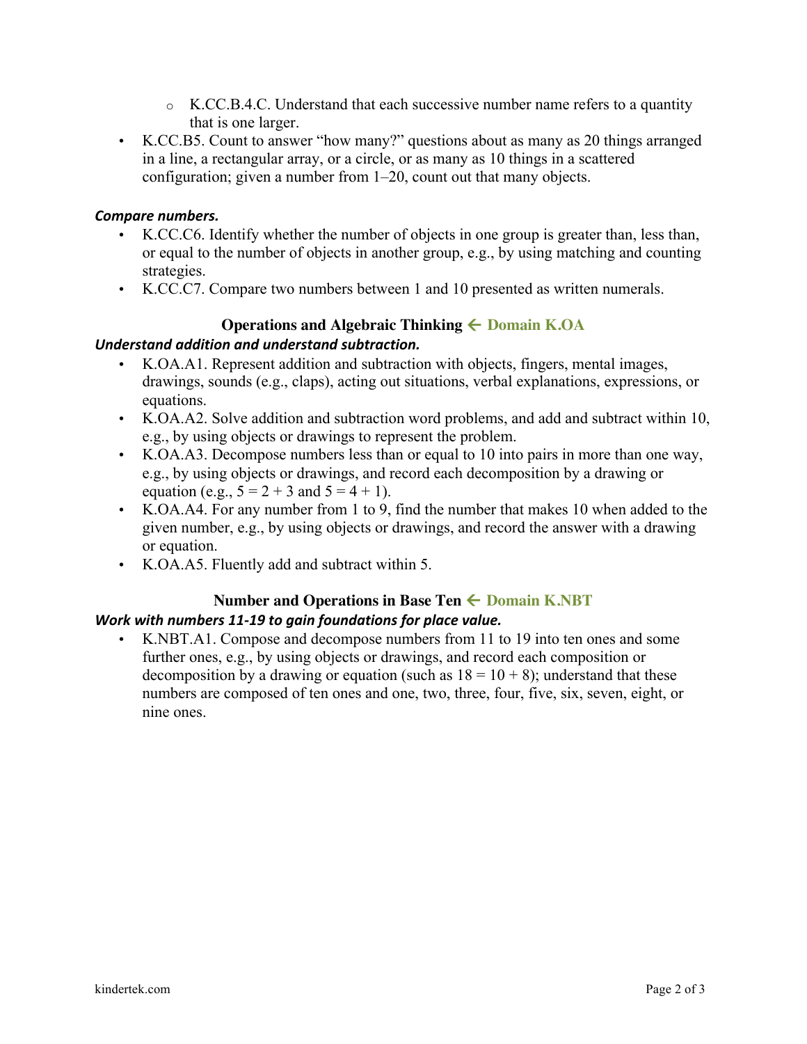- K.CC.B.4.C. Understand that each successive number name refers to a quantity that is one larger.
- K.CC.B5. Count to answer "how many?" questions about as many as 20 things arranged in a line, a rectangular array, or a circle, or as many as 10 things in a scattered configuration; given a number from 1–20, count out that many objects.

***Compare numbers.***

- K.CC.C6. Identify whether the number of objects in one group is greater than, less than, or equal to the number of objects in another group, e.g., by using matching and counting strategies.
- K.CC.C7. Compare two numbers between 1 and 10 presented as written numerals.

### Operations and Algebraic Thinking ← Domain K.OA

***Understand addition and understand subtraction.***

- K.OA.A1. Represent addition and subtraction with objects, fingers, mental images, drawings, sounds (e.g., claps), acting out situations, verbal explanations, expressions, or equations.
- K.OA.A2. Solve addition and subtraction word problems, and add and subtract within 10, e.g., by using objects or drawings to represent the problem.
- K.OA.A3. Decompose numbers less than or equal to 10 into pairs in more than one way, e.g., by using objects or drawings, and record each decomposition by a drawing or equation (e.g., $5 = 2 + 3$ and $5 = 4 + 1$).
- K.OA.A4. For any number from 1 to 9, find the number that makes 10 when added to the given number, e.g., by using objects or drawings, and record the answer with a drawing or equation.
- K.OA.A5. Fluently add and subtract within 5.

### Number and Operations in Base Ten ← Domain K.NBT

***Work with numbers 11-19 to gain foundations for place value.***

- K.NBT.A1. Compose and decompose numbers from 11 to 19 into ten ones and some further ones, e.g., by using objects or drawings, and record each composition or decomposition by a drawing or equation (such as $18 = 10 + 8$); understand that these numbers are composed of ten ones and one, two, three, four, five, six, seven, eight, or nine ones.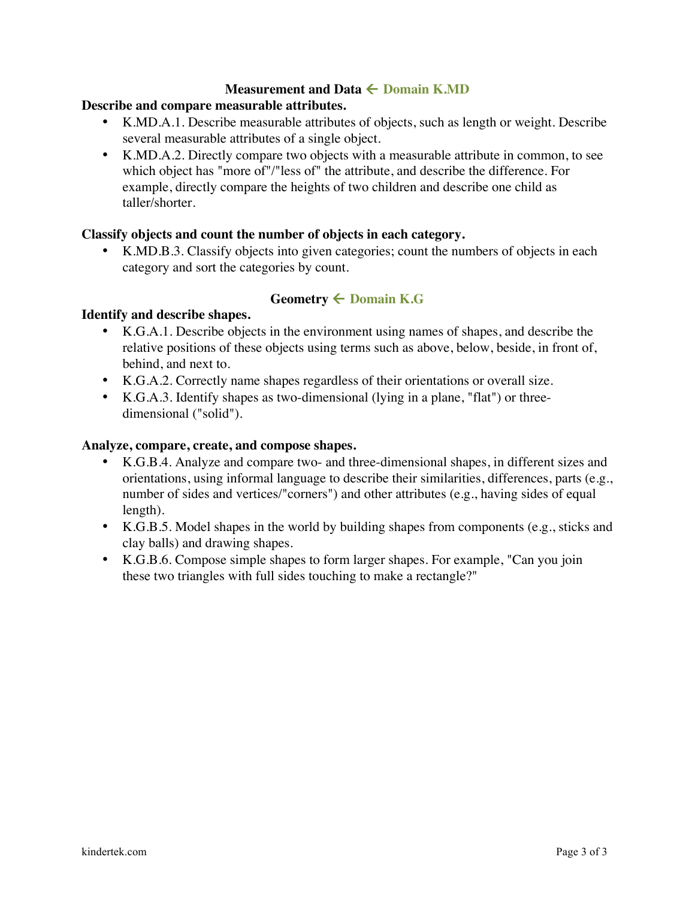## Measurement and Data ← Domain K.MD

**Describe and compare measurable attributes.**

- K.MD.A.1. Describe measurable attributes of objects, such as length or weight. Describe several measurable attributes of a single object.
- K.MD.A.2. Directly compare two objects with a measurable attribute in common, to see which object has "more of"/"less of" the attribute, and describe the difference. For example, directly compare the heights of two children and describe one child as taller/shorter.

**Classify objects and count the number of objects in each category.**

- K.MD.B.3. Classify objects into given categories; count the numbers of objects in each category and sort the categories by count.

## Geometry ← Domain K.G

**Identify and describe shapes.**

- K.G.A.1. Describe objects in the environment using names of shapes, and describe the relative positions of these objects using terms such as above, below, beside, in front of, behind, and next to.
- K.G.A.2. Correctly name shapes regardless of their orientations or overall size.
- K.G.A.3. Identify shapes as two-dimensional (lying in a plane, "flat") or three-dimensional ("solid").

**Analyze, compare, create, and compose shapes.**

- K.G.B.4. Analyze and compare two- and three-dimensional shapes, in different sizes and orientations, using informal language to describe their similarities, differences, parts (e.g., number of sides and vertices/"corners") and other attributes (e.g., having sides of equal length).
- K.G.B.5. Model shapes in the world by building shapes from components (e.g., sticks and clay balls) and drawing shapes.
- K.G.B.6. Compose simple shapes to form larger shapes. For example, "Can you join these two triangles with full sides touching to make a rectangle?"